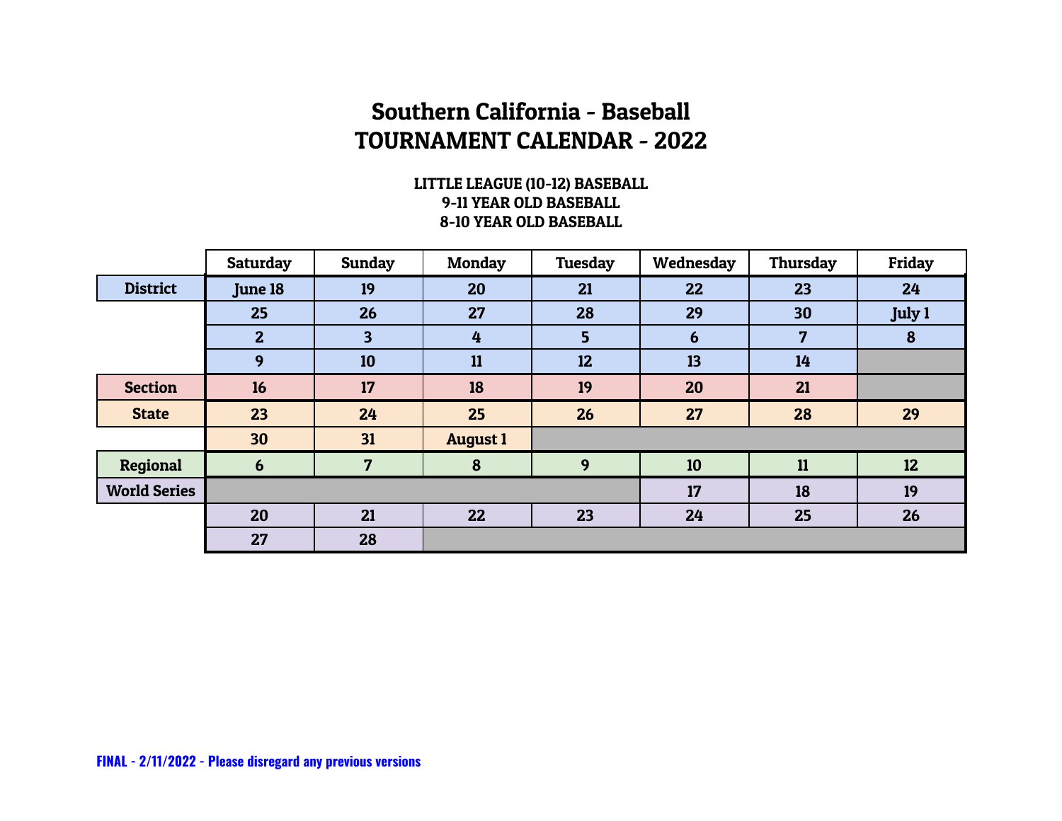# Southern California - Baseball
# TOURNAMENT CALENDAR - 2022

**LITTLE LEAGUE (10-12) BASEBALL**
**9-11 YEAR OLD BASEBALL**
**8-10 YEAR OLD BASEBALL**

| | Saturday | Sunday | Monday | Tuesday | Wednesday | Thursday | Friday |
|---|---|---|---|---|---|---|---|
| District | June 18 | 19 | 20 | 21 | 22 | 23 | 24 |
| | 25 | 26 | 27 | 28 | 29 | 30 | July 1 |
| | 2 | 3 | 4 | 5 | 6 | 7 | 8 |
| | 9 | 10 | 11 | 12 | 13 | 14 | |
| Section | 16 | 17 | 18 | 19 | 20 | 21 | |
| State | 23 | 24 | 25 | 26 | 27 | 28 | 29 |
| | 30 | 31 | August 1 | | | | |
| Regional | 6 | 7 | 8 | 9 | 10 | 11 | 12 |
| World Series | | | | | 17 | 18 | 19 |
| | 20 | 21 | 22 | 23 | 24 | 25 | 26 |
| | 27 | 28 | | | | | |

**FINAL - 2/11/2022 - Please disregard any previous versions**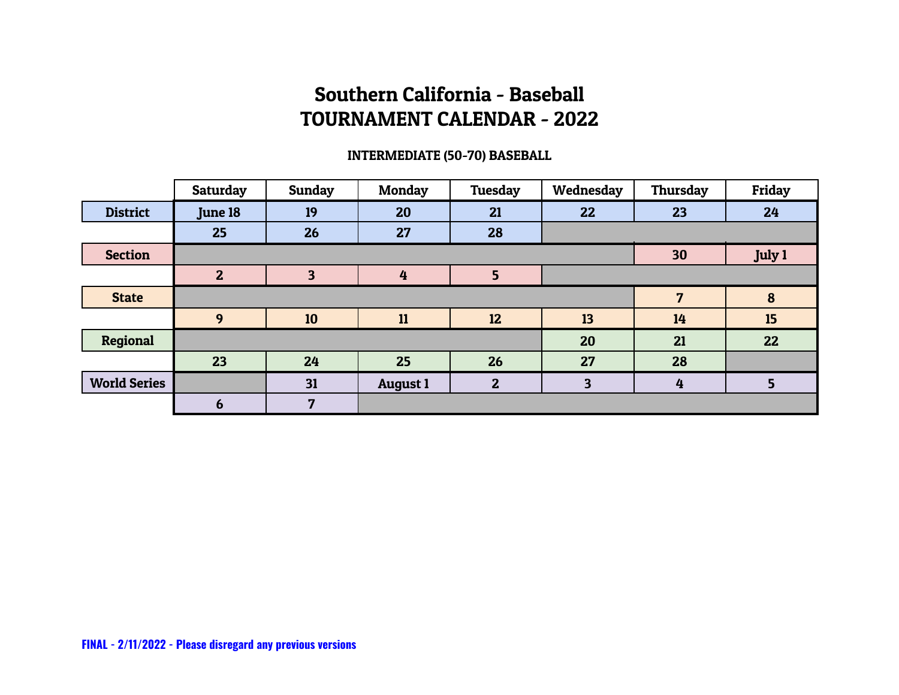# Southern California - Baseball
# TOURNAMENT CALENDAR - 2022

### INTERMEDIATE (50-70) BASEBALL

| | Saturday | Sunday | Monday | Tuesday | Wednesday | Thursday | Friday |
|---|---|---|---|---|---|---|---|
| **District** | **June 18** | **19** | **20** | **21** | **22** | **23** | **24** |
| | **25** | **26** | **27** | **28** | | | |
| **Section** | | | | | | **30** | **July 1** |
| | **2** | **3** | **4** | **5** | | | |
| **State** | | | | | | **7** | **8** |
| | **9** | **10** | **11** | **12** | **13** | **14** | **15** |
| **Regional** | | | | | **20** | **21** | **22** |
| | **23** | **24** | **25** | **26** | **27** | **28** | |
| **World Series** | | **31** | **August 1** | **2** | **3** | **4** | **5** |
| | **6** | **7** | | | | | |

**FINAL - 2/11/2022 - Please disregard any previous versions**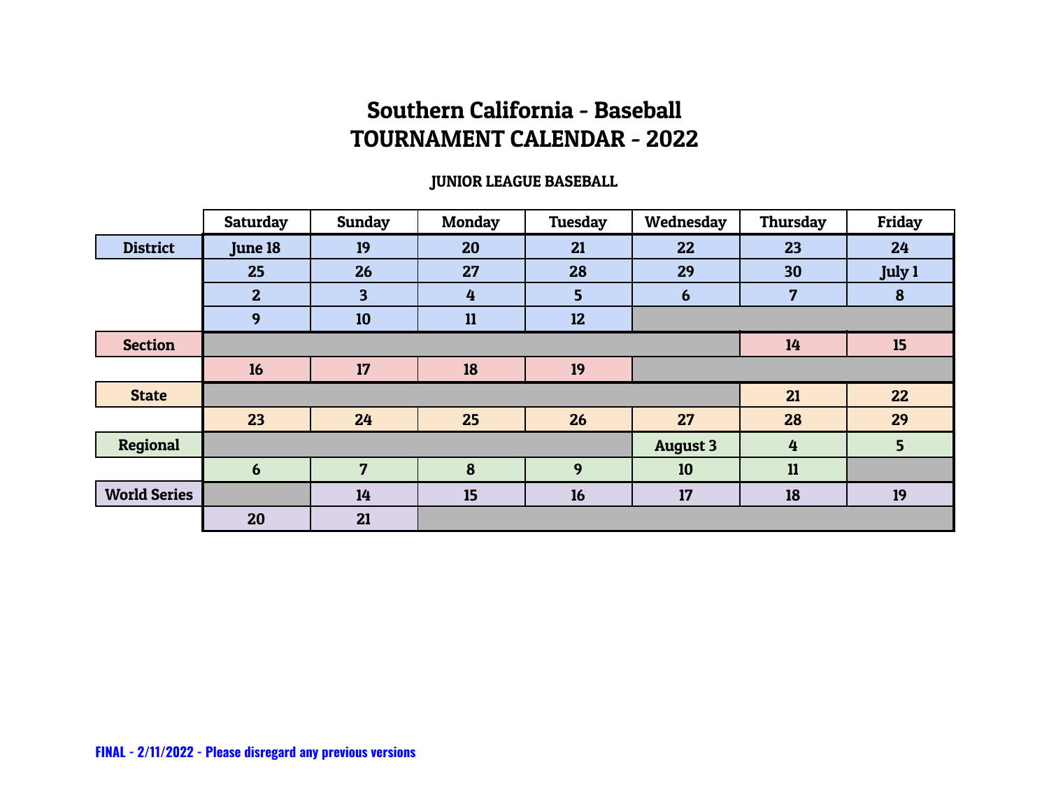# Southern California - Baseball
# TOURNAMENT CALENDAR - 2022

### JUNIOR LEAGUE BASEBALL

| | Saturday | Sunday | Monday | Tuesday | Wednesday | Thursday | Friday |
|---|---|---|---|---|---|---|---|
| **District** | June 18 | 19 | 20 | 21 | 22 | 23 | 24 |
| | 25 | 26 | 27 | 28 | 29 | 30 | July 1 |
| | 2 | 3 | 4 | 5 | 6 | 7 | 8 |
| | 9 | 10 | 11 | 12 | | | |
| **Section** | | | | | | 14 | 15 |
| | 16 | 17 | 18 | 19 | | | |
| **State** | | | | | | 21 | 22 |
| | 23 | 24 | 25 | 26 | 27 | 28 | 29 |
| **Regional** | | | | | August 3 | 4 | 5 |
| | 6 | 7 | 8 | 9 | 10 | 11 | |
| **World Series** | | 14 | 15 | 16 | 17 | 18 | 19 |
| | 20 | 21 | | | | | |

**FINAL - 2/11/2022 - Please disregard any previous versions**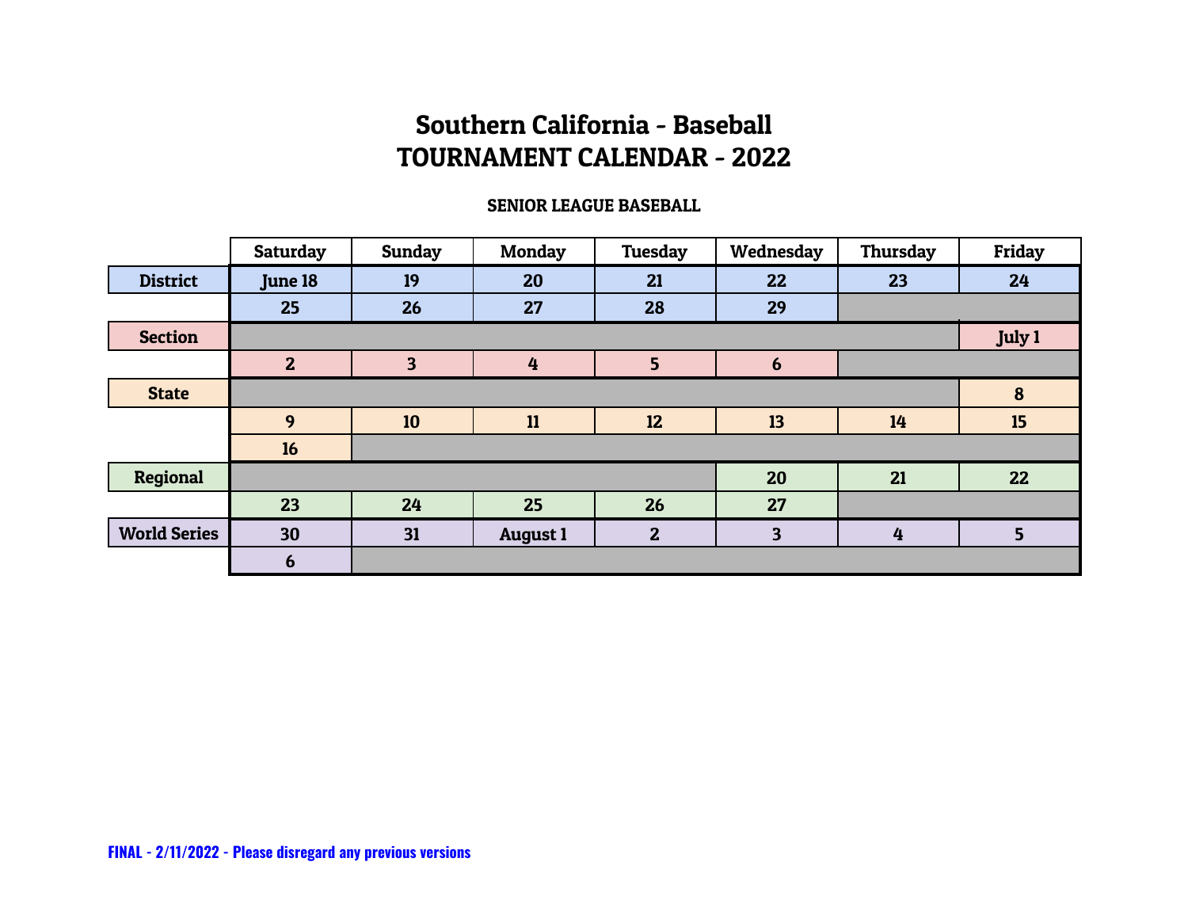# Southern California - Baseball
# TOURNAMENT CALENDAR - 2022

### SENIOR LEAGUE BASEBALL

| | Saturday | Sunday | Monday | Tuesday | Wednesday | Thursday | Friday |
|---|---|---|---|---|---|---|---|
| **District** | June 18 | 19 | 20 | 21 | 22 | 23 | 24 |
| | 25 | 26 | 27 | 28 | 29 | | |
| **Section** | | | | | | | July 1 |
| | 2 | 3 | 4 | 5 | 6 | | |
| **State** | | | | | | | 8 |
| | 9 | 10 | 11 | 12 | 13 | 14 | 15 |
| | 16 | | | | | | |
| **Regional** | | | | | 20 | 21 | 22 |
| | 23 | 24 | 25 | 26 | 27 | | |
| **World Series** | 30 | 31 | August 1 | 2 | 3 | 4 | 5 |
| | 6 | | | | | | |

**FINAL - 2/11/2022 - Please disregard any previous versions**